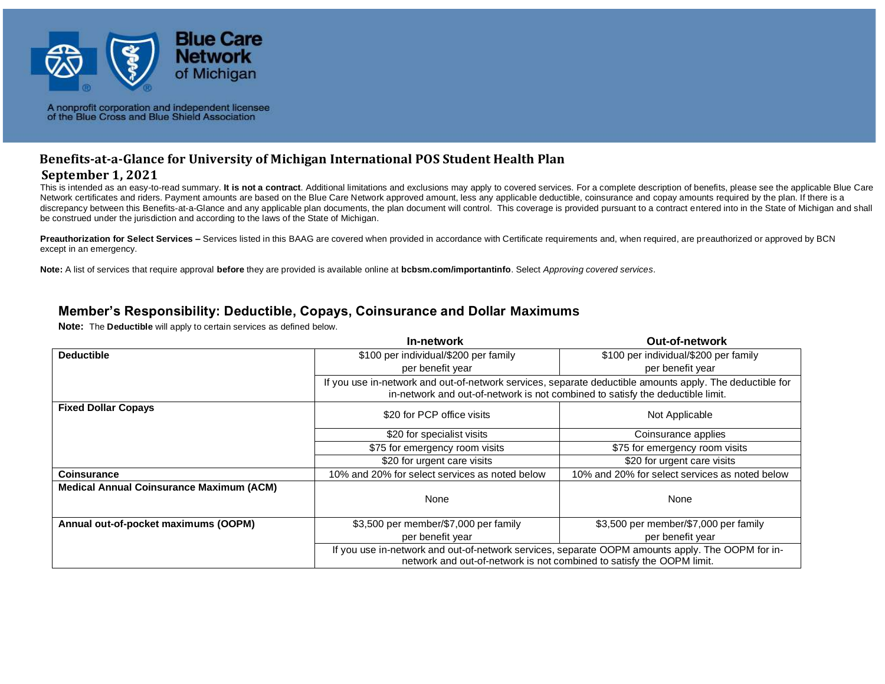Blue Care Network of Michigan

A nonprofit corporation and independent licensee of the Blue Cross and Blue Shield Association

# Benefits-at-a-Glance for University of Michigan International POS Student Health Plan

## September 1, 2021

This is intended as an easy-to-read summary. **It is not a contract**. Additional limitations and exclusions may apply to covered services. For a complete description of benefits, please see the applicable Blue Care Network certificates and riders. Payment amounts are based on the Blue Care Network approved amount, less any applicable deductible, coinsurance and copay amounts required by the plan. If there is a discrepancy between this Benefits-at-a-Glance and any applicable plan documents, the plan document will control. This coverage is provided pursuant to a contract entered into in the State of Michigan and shall be construed under the jurisdiction and according to the laws of the State of Michigan.

**Preauthorization for Select Services –** Services listed in this BAAG are covered when provided in accordance with Certificate requirements and, when required, are preauthorized or approved by BCN except in an emergency.

**Note:** A list of services that require approval **before** they are provided is available online at **bcbsm.com/importantinfo**. Select *Approving covered services*.

## Member's Responsibility: Deductible, Copays, Coinsurance and Dollar Maximums

**Note:** The **Deductible** will apply to certain services as defined below.

| | In-network | Out-of-network |
|---|---|---|
| **Deductible** | $100 per individual/$200 per family per benefit year | $100 per individual/$200 per family per benefit year |
| | If you use in-network and out-of-network services, separate deductible amounts apply. The deductible for in-network and out-of-network is not combined to satisfy the deductible limit. | |
| **Fixed Dollar Copays** | $20 for PCP office visits | Not Applicable |
| | $20 for specialist visits | Coinsurance applies |
| | $75 for emergency room visits | $75 for emergency room visits |
| | $20 for urgent care visits | $20 for urgent care visits |
| **Coinsurance** | 10% and 20% for select services as noted below | 10% and 20% for select services as noted below |
| **Medical Annual Coinsurance Maximum (ACM)** | None | None |
| **Annual out-of-pocket maximums (OOPM)** | $3,500 per member/$7,000 per family per benefit year | $3,500 per member/$7,000 per family per benefit year |
| | If you use in-network and out-of-network services, separate OOPM amounts apply. The OOPM for in-network and out-of-network is not combined to satisfy the OOPM limit. | |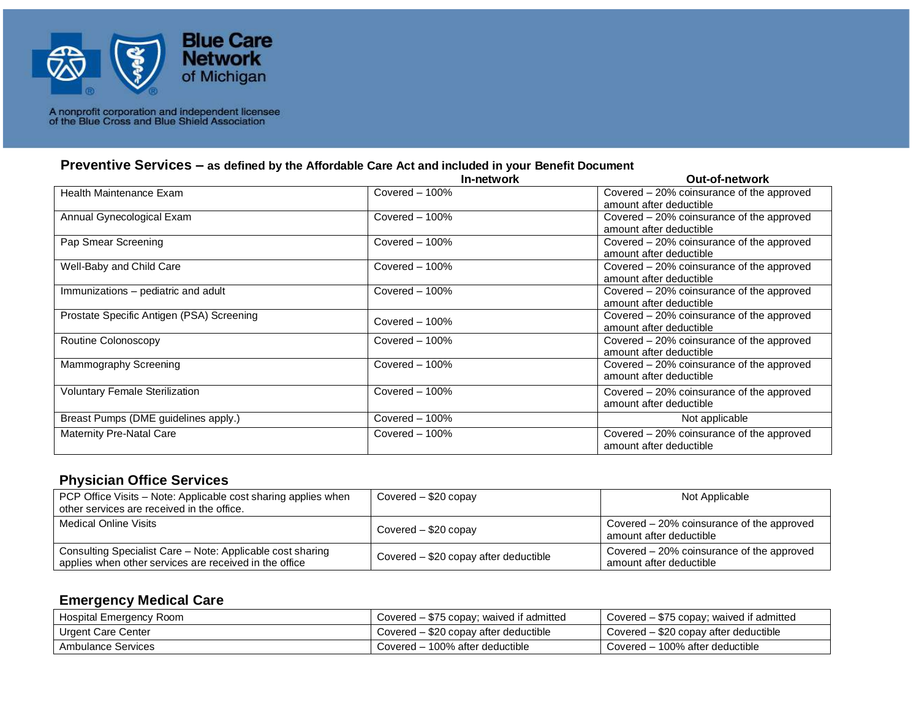Blue Care Network of Michigan

A nonprofit corporation and independent licensee of the Blue Cross and Blue Shield Association

## Preventive Services – as defined by the Affordable Care Act and included in your Benefit Document

| | In-network | Out-of-network |
|---|---|---|
| Health Maintenance Exam | Covered – 100% | Covered – 20% coinsurance of the approved amount after deductible |
| Annual Gynecological Exam | Covered – 100% | Covered – 20% coinsurance of the approved amount after deductible |
| Pap Smear Screening | Covered – 100% | Covered – 20% coinsurance of the approved amount after deductible |
| Well-Baby and Child Care | Covered – 100% | Covered – 20% coinsurance of the approved amount after deductible |
| Immunizations – pediatric and adult | Covered – 100% | Covered – 20% coinsurance of the approved amount after deductible |
| Prostate Specific Antigen (PSA) Screening | Covered – 100% | Covered – 20% coinsurance of the approved amount after deductible |
| Routine Colonoscopy | Covered – 100% | Covered – 20% coinsurance of the approved amount after deductible |
| Mammography Screening | Covered – 100% | Covered – 20% coinsurance of the approved amount after deductible |
| Voluntary Female Sterilization | Covered – 100% | Covered – 20% coinsurance of the approved amount after deductible |
| Breast Pumps (DME guidelines apply.) | Covered – 100% | Not applicable |
| Maternity Pre-Natal Care | Covered – 100% | Covered – 20% coinsurance of the approved amount after deductible |

## Physician Office Services

| | | |
|---|---|---|
| PCP Office Visits – Note: Applicable cost sharing applies when other services are received in the office. | Covered – $20 copay | Not Applicable |
| Medical Online Visits | Covered – $20 copay | Covered – 20% coinsurance of the approved amount after deductible |
| Consulting Specialist Care – Note: Applicable cost sharing applies when other services are received in the office | Covered – $20 copay after deductible | Covered – 20% coinsurance of the approved amount after deductible |

## Emergency Medical Care

| | | |
|---|---|---|
| Hospital Emergency Room | Covered – $75 copay; waived if admitted | Covered – $75 copay; waived if admitted |
| Urgent Care Center | Covered – $20 copay after deductible | Covered – $20 copay after deductible |
| Ambulance Services | Covered – 100% after deductible | Covered – 100% after deductible |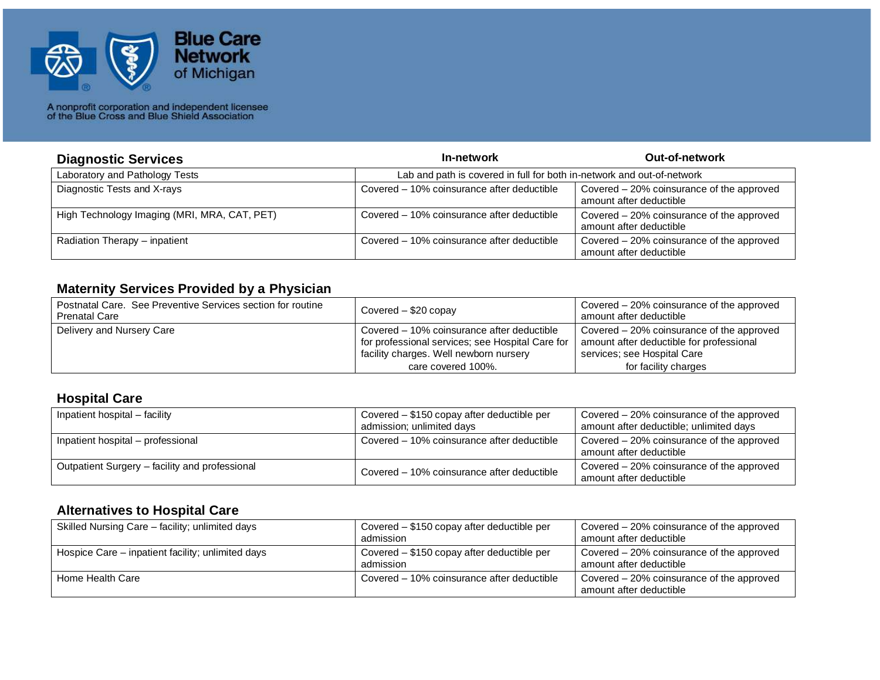Blue Care Network of Michigan

A nonprofit corporation and independent licensee of the Blue Cross and Blue Shield Association

## Diagnostic Services

| Diagnostic Services | In-network | Out-of-network |
|---|---|---|
| Laboratory and Pathology Tests | Lab and path is covered in full for both in-network and out-of-network | |
| Diagnostic Tests and X-rays | Covered – 10% coinsurance after deductible | Covered – 20% coinsurance of the approved amount after deductible |
| High Technology Imaging (MRI, MRA, CAT, PET) | Covered – 10% coinsurance after deductible | Covered – 20% coinsurance of the approved amount after deductible |
| Radiation Therapy – inpatient | Covered – 10% coinsurance after deductible | Covered – 20% coinsurance of the approved amount after deductible |

## Maternity Services Provided by a Physician

| Service | In-network | Out-of-network |
|---|---|---|
| Postnatal Care. See Preventive Services section for routine Prenatal Care | Covered – $20 copay | Covered – 20% coinsurance of the approved amount after deductible |
| Delivery and Nursery Care | Covered – 10% coinsurance after deductible for professional services; see Hospital Care for facility charges. Well newborn nursery care covered 100%. | Covered – 20% coinsurance of the approved amount after deductible for professional services; see Hospital Care for facility charges |

## Hospital Care

| Service | In-network | Out-of-network |
|---|---|---|
| Inpatient hospital – facility | Covered – $150 copay after deductible per admission; unlimited days | Covered – 20% coinsurance of the approved amount after deductible; unlimited days |
| Inpatient hospital – professional | Covered – 10% coinsurance after deductible | Covered – 20% coinsurance of the approved amount after deductible |
| Outpatient Surgery – facility and professional | Covered – 10% coinsurance after deductible | Covered – 20% coinsurance of the approved amount after deductible |

## Alternatives to Hospital Care

| Service | In-network | Out-of-network |
|---|---|---|
| Skilled Nursing Care – facility; unlimited days | Covered – $150 copay after deductible per admission | Covered – 20% coinsurance of the approved amount after deductible |
| Hospice Care – inpatient facility; unlimited days | Covered – $150 copay after deductible per admission | Covered – 20% coinsurance of the approved amount after deductible |
| Home Health Care | Covered – 10% coinsurance after deductible | Covered – 20% coinsurance of the approved amount after deductible |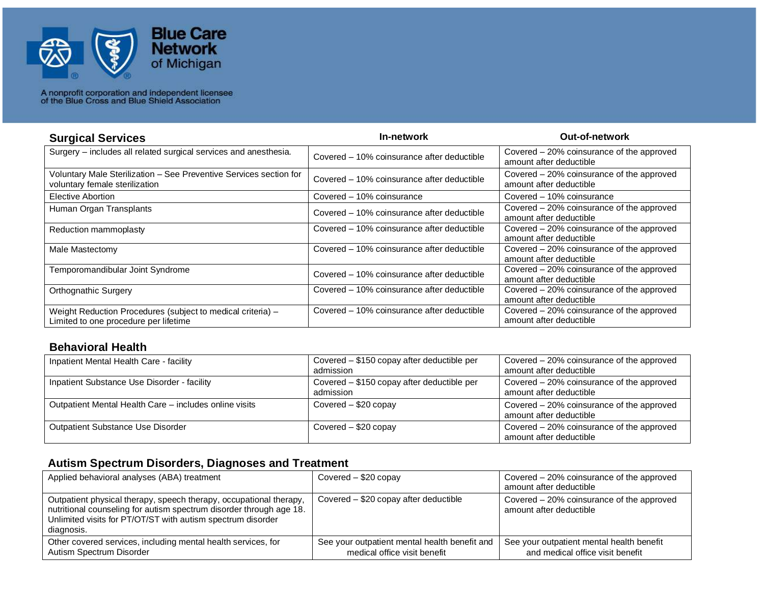Blue Care Network of Michigan

A nonprofit corporation and independent licensee of the Blue Cross and Blue Shield Association

## Surgical Services

| Surgical Services | In-network | Out-of-network |
|---|---|---|
| Surgery – includes all related surgical services and anesthesia. | Covered – 10% coinsurance after deductible | Covered – 20% coinsurance of the approved amount after deductible |
| Voluntary Male Sterilization – See Preventive Services section for voluntary female sterilization | Covered – 10% coinsurance after deductible | Covered – 20% coinsurance of the approved amount after deductible |
| Elective Abortion | Covered – 10% coinsurance | Covered – 10% coinsurance |
| Human Organ Transplants | Covered – 10% coinsurance after deductible | Covered – 20% coinsurance of the approved amount after deductible |
| Reduction mammoplasty | Covered – 10% coinsurance after deductible | Covered – 20% coinsurance of the approved amount after deductible |
| Male Mastectomy | Covered – 10% coinsurance after deductible | Covered – 20% coinsurance of the approved amount after deductible |
| Temporomandibular Joint Syndrome | Covered – 10% coinsurance after deductible | Covered – 20% coinsurance of the approved amount after deductible |
| Orthognathic Surgery | Covered – 10% coinsurance after deductible | Covered – 20% coinsurance of the approved amount after deductible |
| Weight Reduction Procedures (subject to medical criteria) – Limited to one procedure per lifetime | Covered – 10% coinsurance after deductible | Covered – 20% coinsurance of the approved amount after deductible |

## Behavioral Health

| Behavioral Health | In-network | Out-of-network |
|---|---|---|
| Inpatient Mental Health Care - facility | Covered – $150 copay after deductible per admission | Covered – 20% coinsurance of the approved amount after deductible |
| Inpatient Substance Use Disorder - facility | Covered – $150 copay after deductible per admission | Covered – 20% coinsurance of the approved amount after deductible |
| Outpatient Mental Health Care – includes online visits | Covered – $20 copay | Covered – 20% coinsurance of the approved amount after deductible |
| Outpatient Substance Use Disorder | Covered – $20 copay | Covered – 20% coinsurance of the approved amount after deductible |

## Autism Spectrum Disorders, Diagnoses and Treatment

| Autism Spectrum Disorders, Diagnoses and Treatment | In-network | Out-of-network |
|---|---|---|
| Applied behavioral analyses (ABA) treatment | Covered – $20 copay | Covered – 20% coinsurance of the approved amount after deductible |
| Outpatient physical therapy, speech therapy, occupational therapy, nutritional counseling for autism spectrum disorder through age 18. Unlimited visits for PT/OT/ST with autism spectrum disorder diagnosis. | Covered – $20 copay after deductible | Covered – 20% coinsurance of the approved amount after deductible |
| Other covered services, including mental health services, for Autism Spectrum Disorder | See your outpatient mental health benefit and medical office visit benefit | See your outpatient mental health benefit and medical office visit benefit |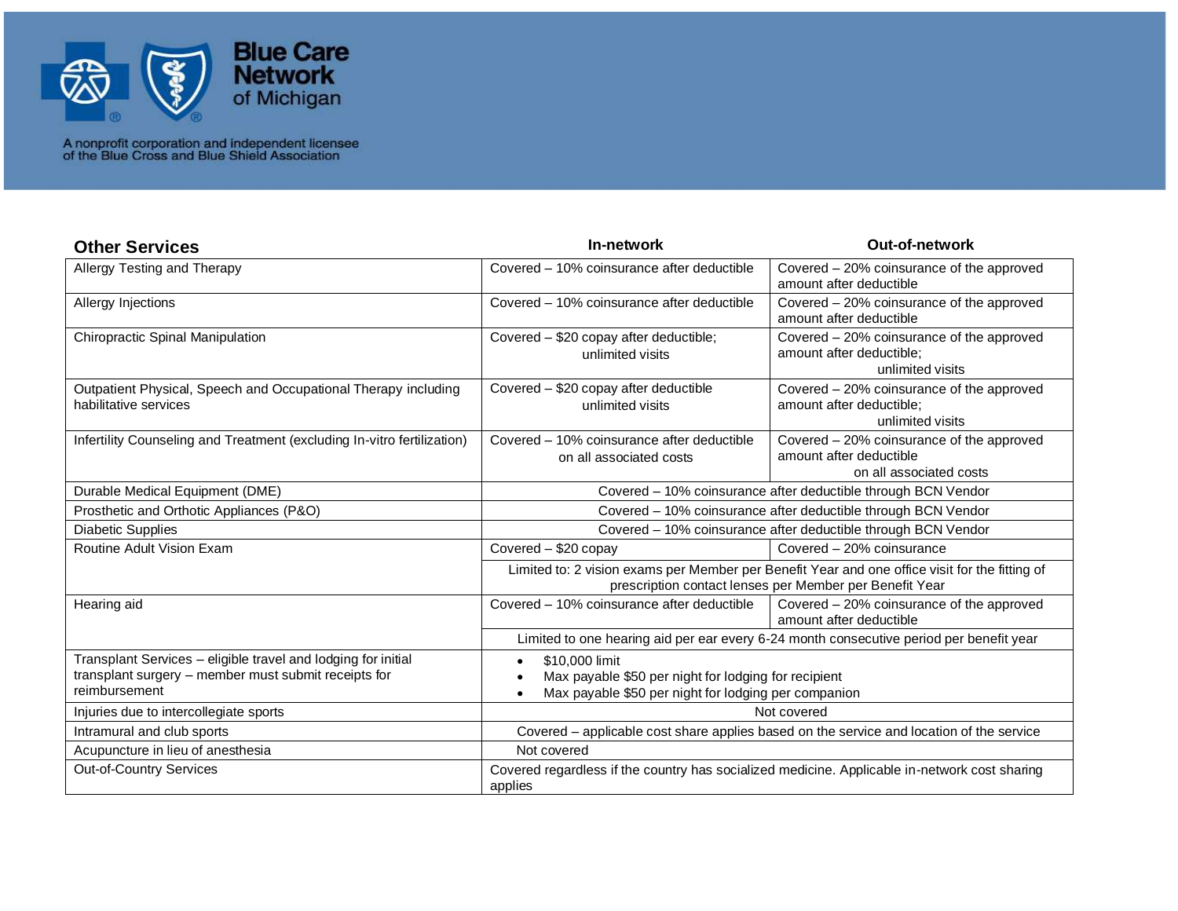Blue Care Network of Michigan

A nonprofit corporation and independent licensee of the Blue Cross and Blue Shield Association

| Other Services | In-network | Out-of-network |
|---|---|---|
| Allergy Testing and Therapy | Covered – 10% coinsurance after deductible | Covered – 20% coinsurance of the approved amount after deductible |
| Allergy Injections | Covered – 10% coinsurance after deductible | Covered – 20% coinsurance of the approved amount after deductible |
| Chiropractic Spinal Manipulation | Covered – $20 copay after deductible; unlimited visits | Covered – 20% coinsurance of the approved amount after deductible; unlimited visits |
| Outpatient Physical, Speech and Occupational Therapy including habilitative services | Covered – $20 copay after deductible unlimited visits | Covered – 20% coinsurance of the approved amount after deductible; unlimited visits |
| Infertility Counseling and Treatment (excluding In-vitro fertilization) | Covered – 10% coinsurance after deductible on all associated costs | Covered – 20% coinsurance of the approved amount after deductible on all associated costs |
| Durable Medical Equipment (DME) | Covered – 10% coinsurance after deductible through BCN Vendor | |
| Prosthetic and Orthotic Appliances (P&O) | Covered – 10% coinsurance after deductible through BCN Vendor | |
| Diabetic Supplies | Covered – 10% coinsurance after deductible through BCN Vendor | |
| Routine Adult Vision Exam | Covered – $20 copay | Covered – 20% coinsurance |
| | Limited to: 2 vision exams per Member per Benefit Year and one office visit for the fitting of prescription contact lenses per Member per Benefit Year | |
| Hearing aid | Covered – 10% coinsurance after deductible | Covered – 20% coinsurance of the approved amount after deductible |
| | Limited to one hearing aid per ear every 6-24 month consecutive period per benefit year | |
| Transplant Services – eligible travel and lodging for initial transplant surgery – member must submit receipts for reimbursement | • $10,000 limit<br>• Max payable $50 per night for lodging for recipient<br>• Max payable $50 per night for lodging per companion | |
| Injuries due to intercollegiate sports | Not covered | |
| Intramural and club sports | Covered – applicable cost share applies based on the service and location of the service | |
| Acupuncture in lieu of anesthesia | Not covered | |
| Out-of-Country Services | Covered regardless if the country has socialized medicine. Applicable in-network cost sharing applies | |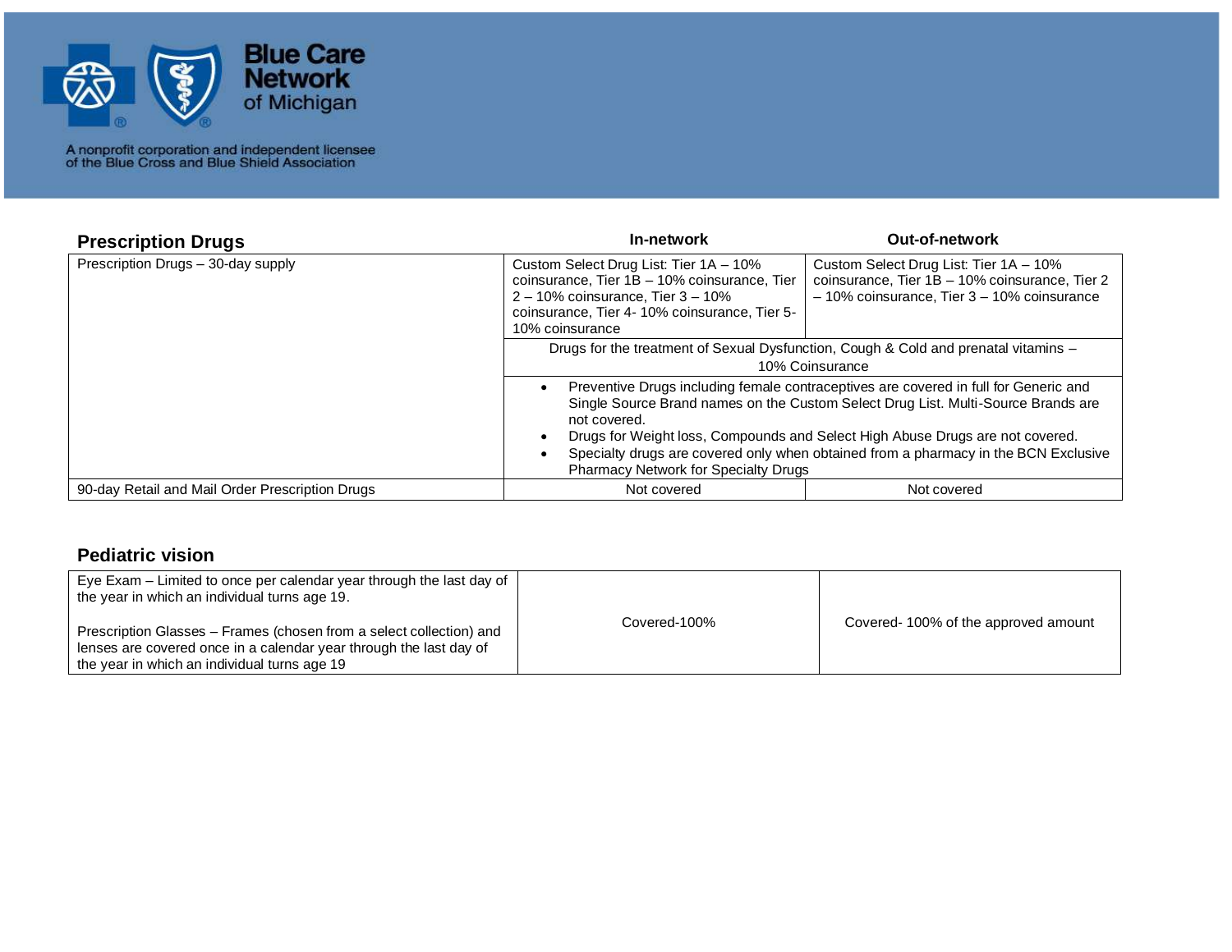Blue Care Network of Michigan

A nonprofit corporation and independent licensee of the Blue Cross and Blue Shield Association

## Prescription Drugs

| Prescription Drugs | In-network | Out-of-network |
|---|---|---|
| Prescription Drugs – 30-day supply | Custom Select Drug List: Tier 1A – 10% coinsurance, Tier 1B – 10% coinsurance, Tier 2 – 10% coinsurance, Tier 3 – 10% coinsurance, Tier 4- 10% coinsurance, Tier 5- 10% coinsurance | Custom Select Drug List: Tier 1A – 10% coinsurance, Tier 1B – 10% coinsurance, Tier 2 – 10% coinsurance, Tier 3 – 10% coinsurance |
| | Drugs for the treatment of Sexual Dysfunction, Cough & Cold and prenatal vitamins – 10% Coinsurance | |
| | • Preventive Drugs including female contraceptives are covered in full for Generic and Single Source Brand names on the Custom Select Drug List. Multi-Source Brands are not covered.<br>• Drugs for Weight loss, Compounds and Select High Abuse Drugs are not covered.<br>• Specialty drugs are covered only when obtained from a pharmacy in the BCN Exclusive Pharmacy Network for Specialty Drugs | |
| 90-day Retail and Mail Order Prescription Drugs | Not covered | Not covered |

## Pediatric vision

| | | |
|---|---|---|
| Eye Exam – Limited to once per calendar year through the last day of the year in which an individual turns age 19.<br><br>Prescription Glasses – Frames (chosen from a select collection) and lenses are covered once in a calendar year through the last day of the year in which an individual turns age 19 | Covered-100% | Covered- 100% of the approved amount |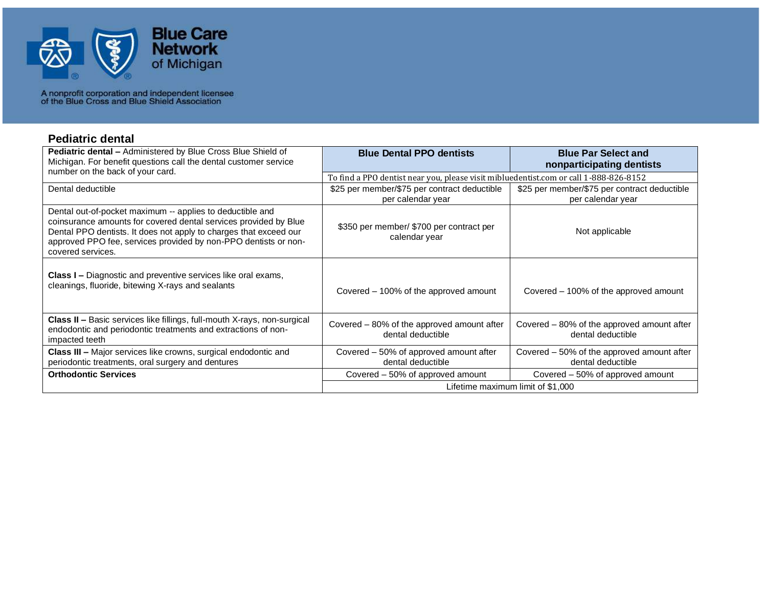Blue Care Network of Michigan

A nonprofit corporation and independent licensee of the Blue Cross and Blue Shield Association

## Pediatric dental

| **Pediatric dental –** Administered by Blue Cross Blue Shield of Michigan. For benefit questions call the dental customer service number on the back of your card. | **Blue Dental PPO dentists** | **Blue Par Select and nonparticipating dentists** |
|---|---|---|
| | To find a PPO dentist near you, please visit mibluedentist.com or call 1-888-826-8152 | |
| Dental deductible | $25 per member/$75 per contract deductible per calendar year | $25 per member/$75 per contract deductible per calendar year |
| Dental out-of-pocket maximum -- applies to deductible and coinsurance amounts for covered dental services provided by Blue Dental PPO dentists. It does not apply to charges that exceed our approved PPO fee, services provided by non-PPO dentists or non-covered services. | $350 per member/ $700 per contract per calendar year | Not applicable |
| **Class I –** Diagnostic and preventive services like oral exams, cleanings, fluoride, bitewing X-rays and sealants | Covered – 100% of the approved amount | Covered – 100% of the approved amount |
| **Class II –** Basic services like fillings, full-mouth X-rays, non-surgical endodontic and periodontic treatments and extractions of non-impacted teeth | Covered – 80% of the approved amount after dental deductible | Covered – 80% of the approved amount after dental deductible |
| **Class III –** Major services like crowns, surgical endodontic and periodontic treatments, oral surgery and dentures | Covered – 50% of approved amount after dental deductible | Covered – 50% of the approved amount after dental deductible |
| **Orthodontic Services** | Covered – 50% of approved amount | Covered – 50% of approved amount |
| | Lifetime maximum limit of $1,000 | |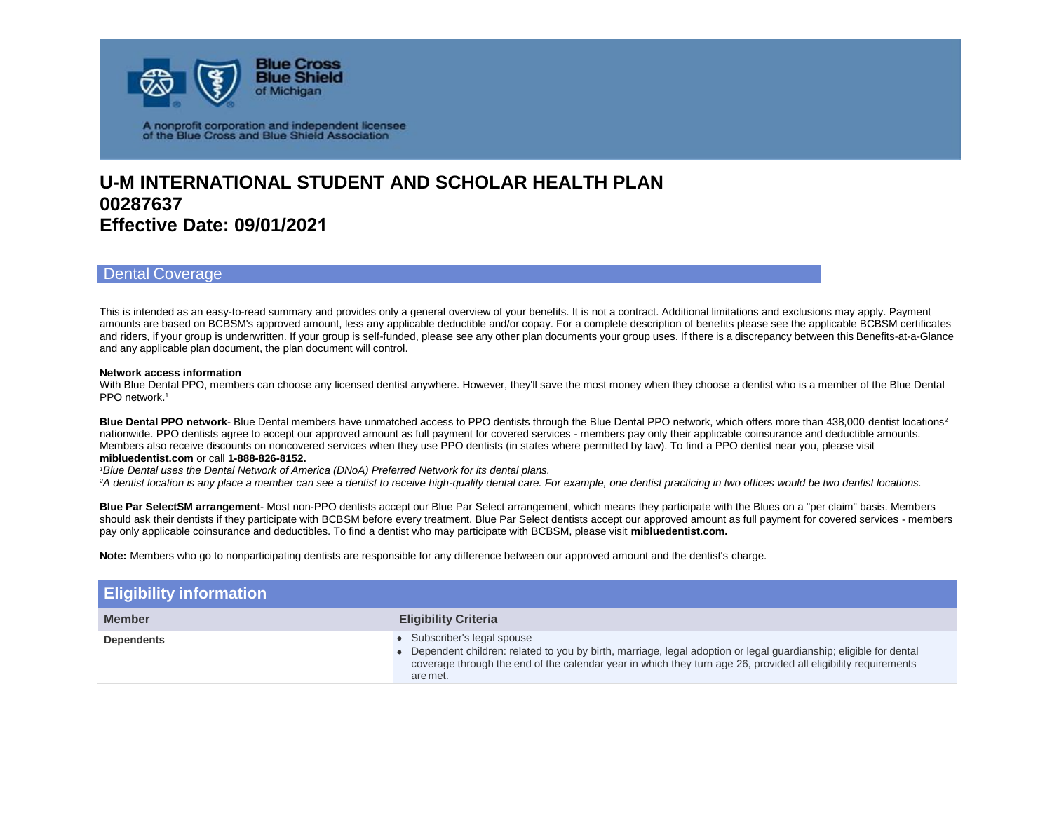# U-M INTERNATIONAL STUDENT AND SCHOLAR HEALTH PLAN
# 00287637
# Effective Date: 09/01/2021

## Dental Coverage

This is intended as an easy-to-read summary and provides only a general overview of your benefits. It is not a contract. Additional limitations and exclusions may apply. Payment amounts are based on BCBSM's approved amount, less any applicable deductible and/or copay. For a complete description of benefits please see the applicable BCBSM certificates and riders, if your group is underwritten. If your group is self-funded, please see any other plan documents your group uses. If there is a discrepancy between this Benefits-at-a-Glance and any applicable plan document, the plan document will control.

**Network access information**
With Blue Dental PPO, members can choose any licensed dentist anywhere. However, they'll save the most money when they choose a dentist who is a member of the Blue Dental PPO network.[1]

**Blue Dental PPO network**- Blue Dental members have unmatched access to PPO dentists through the Blue Dental PPO network, which offers more than 438,000 dentist locations[2] nationwide. PPO dentists agree to accept our approved amount as full payment for covered services - members pay only their applicable coinsurance and deductible amounts. Members also receive discounts on noncovered services when they use PPO dentists (in states where permitted by law). To find a PPO dentist near you, please visit **mibluedentist.com** or call **1-888-826-8152.**
*[1]Blue Dental uses the Dental Network of America (DNoA) Preferred Network for its dental plans.*
*[2]A dentist location is any place a member can see a dentist to receive high-quality dental care. For example, one dentist practicing in two offices would be two dentist locations.*

**Blue Par SelectSM arrangement**- Most non-PPO dentists accept our Blue Par Select arrangement, which means they participate with the Blues on a "per claim" basis. Members should ask their dentists if they participate with BCBSM before every treatment. Blue Par Select dentists accept our approved amount as full payment for covered services - members pay only applicable coinsurance and deductibles. To find a dentist who may participate with BCBSM, please visit **mibluedentist.com.**

**Note:** Members who go to nonparticipating dentists are responsible for any difference between our approved amount and the dentist's charge.

## Eligibility information

| Member | Eligibility Criteria |
| --- | --- |
| **Dependents** | • Subscriber's legal spouse<br>• Dependent children: related to you by birth, marriage, legal adoption or legal guardianship; eligible for dental coverage through the end of the calendar year in which they turn age 26, provided all eligibility requirements are met. |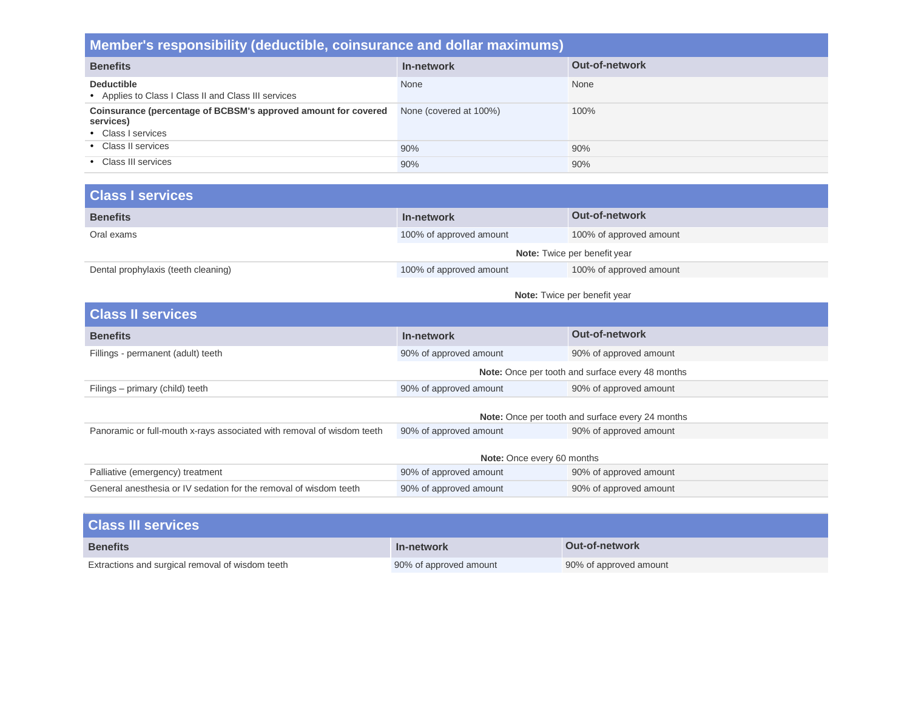## Member's responsibility (deductible, coinsurance and dollar maximums)

| Benefits | In-network | Out-of-network |
|---|---|---|
| **Deductible**<br>• Applies to Class I Class II and Class III services | None | None |
| **Coinsurance (percentage of BCBSM's approved amount for covered services)**<br>• Class I services | None (covered at 100%) | 100% |
| • Class II services | 90% | 90% |
| • Class III services | 90% | 90% |

## Class I services

| Benefits | In-network | Out-of-network |
|---|---|---|
| Oral exams | 100% of approved amount | 100% of approved amount |
| | **Note:** Twice per benefit year | |
| Dental prophylaxis (teeth cleaning) | 100% of approved amount | 100% of approved amount |
| | **Note:** Twice per benefit year | |

## Class II services

| Benefits | In-network | Out-of-network |
|---|---|---|
| Fillings - permanent (adult) teeth | 90% of approved amount | 90% of approved amount |
| | **Note:** Once per tooth and surface every 48 months | |
| Filings – primary (child) teeth | 90% of approved amount | 90% of approved amount |
| | **Note:** Once per tooth and surface every 24 months | |
| Panoramic or full-mouth x-rays associated with removal of wisdom teeth | 90% of approved amount | 90% of approved amount |
| | **Note:** Once every 60 months | |
| Palliative (emergency) treatment | 90% of approved amount | 90% of approved amount |
| General anesthesia or IV sedation for the removal of wisdom teeth | 90% of approved amount | 90% of approved amount |

## Class III services

| Benefits | In-network | Out-of-network |
|---|---|---|
| Extractions and surgical removal of wisdom teeth | 90% of approved amount | 90% of approved amount |